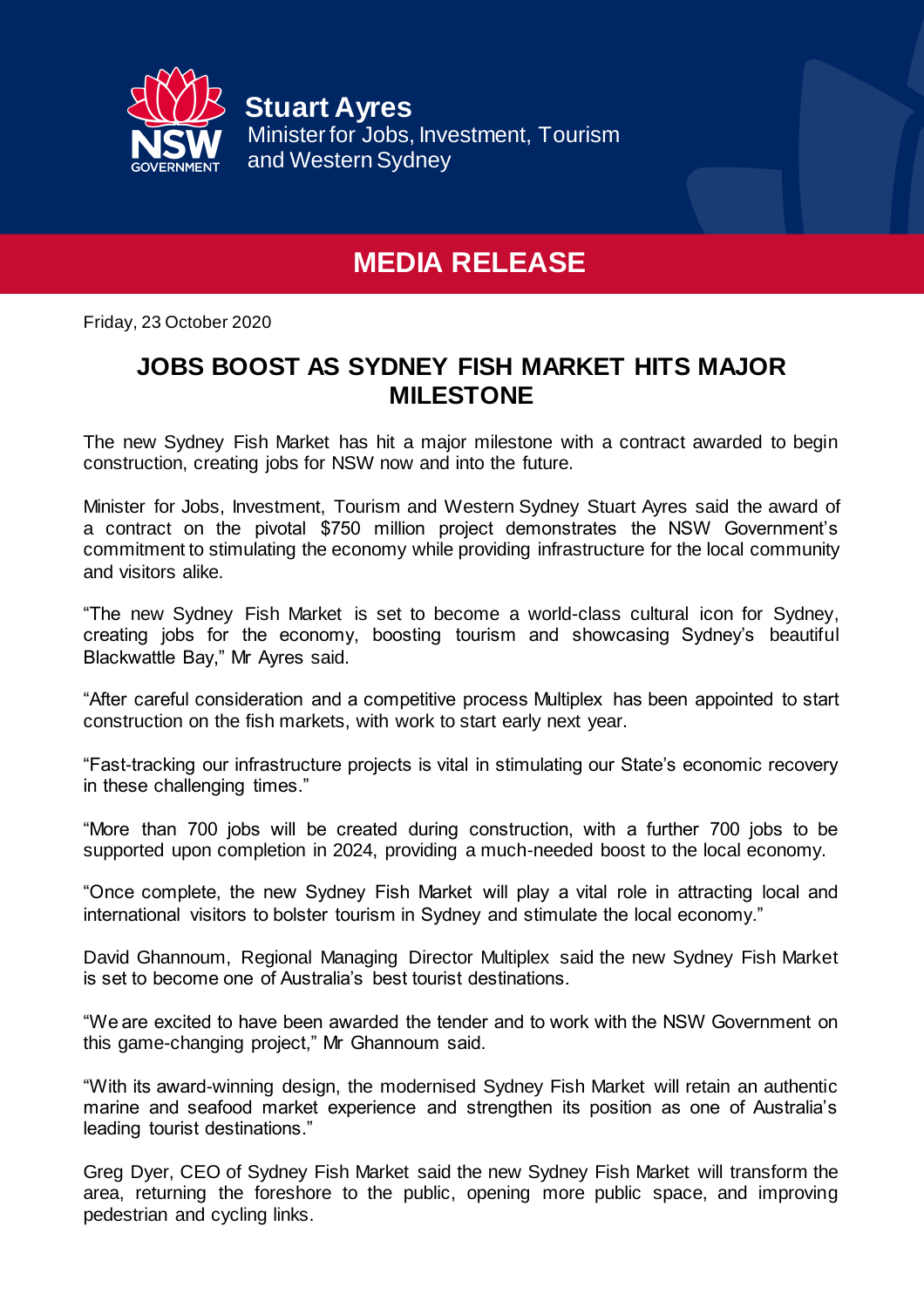**Stuart Ayres**
Minister for Jobs, Investment, Tourism and Western Sydney

# MEDIA RELEASE

Friday, 23 October 2020

## JOBS BOOST AS SYDNEY FISH MARKET HITS MAJOR MILESTONE

The new Sydney Fish Market has hit a major milestone with a contract awarded to begin construction, creating jobs for NSW now and into the future.

Minister for Jobs, Investment, Tourism and Western Sydney Stuart Ayres said the award of a contract on the pivotal $750 million project demonstrates the NSW Government's commitment to stimulating the economy while providing infrastructure for the local community and visitors alike.

"The new Sydney Fish Market is set to become a world-class cultural icon for Sydney, creating jobs for the economy, boosting tourism and showcasing Sydney's beautiful Blackwattle Bay," Mr Ayres said.

"After careful consideration and a competitive process Multiplex has been appointed to start construction on the fish markets, with work to start early next year.

"Fast-tracking our infrastructure projects is vital in stimulating our State's economic recovery in these challenging times."

"More than 700 jobs will be created during construction, with a further 700 jobs to be supported upon completion in 2024, providing a much-needed boost to the local economy.

"Once complete, the new Sydney Fish Market will play a vital role in attracting local and international visitors to bolster tourism in Sydney and stimulate the local economy."

David Ghannoum, Regional Managing Director Multiplex said the new Sydney Fish Market is set to become one of Australia's best tourist destinations.

"We are excited to have been awarded the tender and to work with the NSW Government on this game-changing project," Mr Ghannoum said.

"With its award-winning design, the modernised Sydney Fish Market will retain an authentic marine and seafood market experience and strengthen its position as one of Australia's leading tourist destinations."

Greg Dyer, CEO of Sydney Fish Market said the new Sydney Fish Market will transform the area, returning the foreshore to the public, opening more public space, and improving pedestrian and cycling links.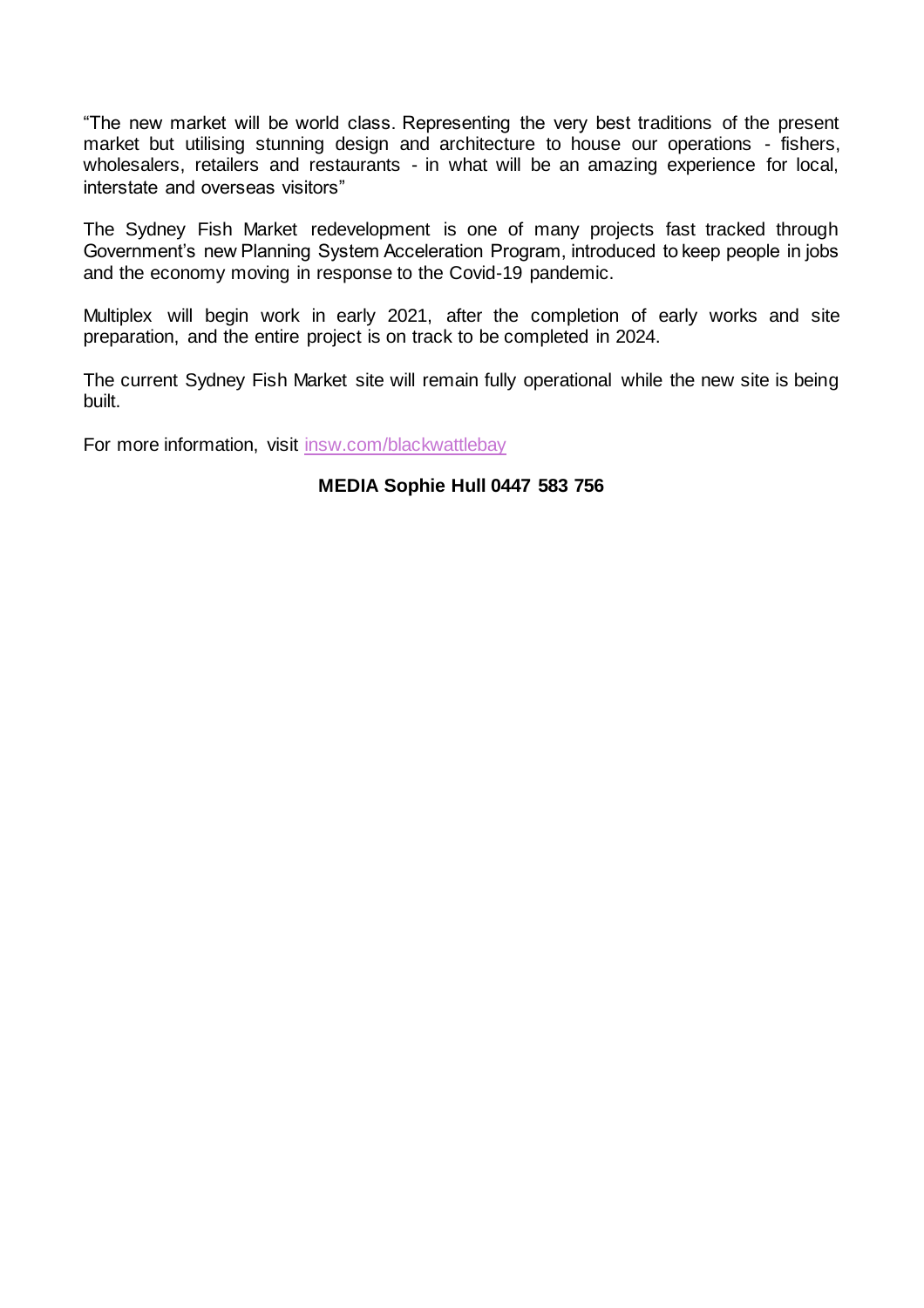"The new market will be world class. Representing the very best traditions of the present market but utilising stunning design and architecture to house our operations - fishers, wholesalers, retailers and restaurants - in what will be an amazing experience for local, interstate and overseas visitors"

The Sydney Fish Market redevelopment is one of many projects fast tracked through Government's new Planning System Acceleration Program, introduced to keep people in jobs and the economy moving in response to the Covid-19 pandemic.

Multiplex will begin work in early 2021, after the completion of early works and site preparation, and the entire project is on track to be completed in 2024.

The current Sydney Fish Market site will remain fully operational while the new site is being built.

For more information, visit [insw.com/blackwattlebay](insw.com/blackwattlebay)

**MEDIA Sophie Hull 0447 583 756**